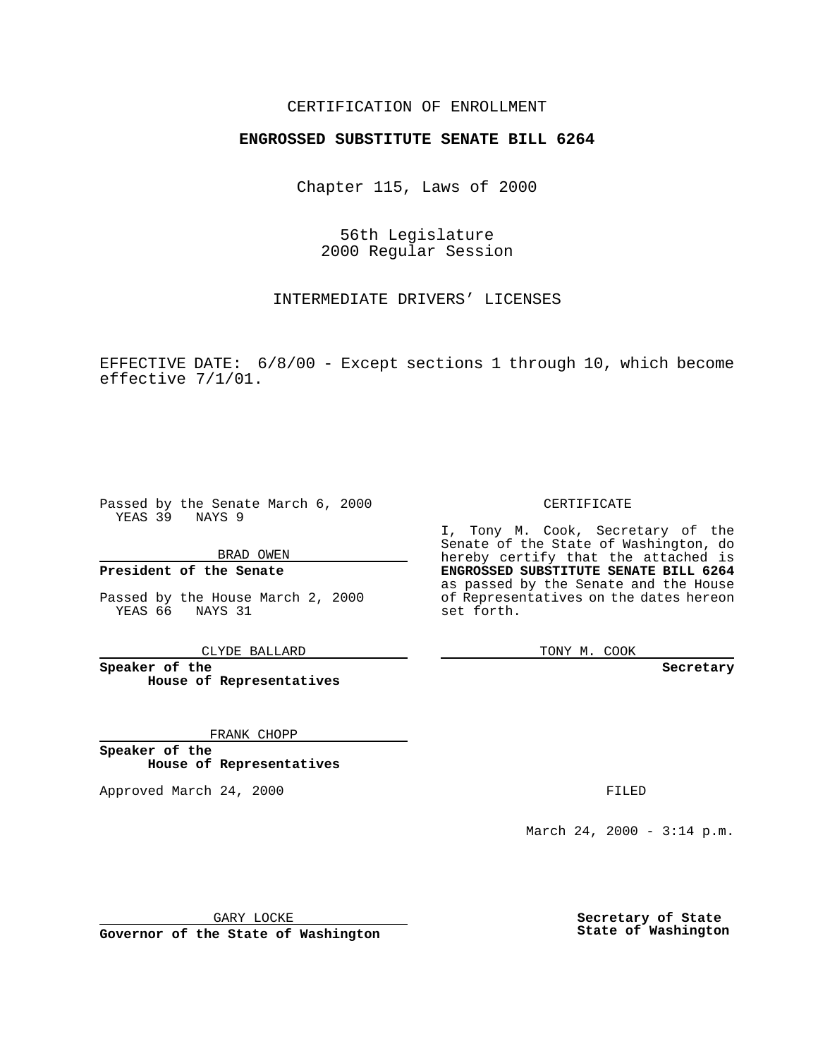CERTIFICATION OF ENROLLMENT

**ENGROSSED SUBSTITUTE SENATE BILL 6264**

Chapter 115, Laws of 2000

56th Legislature
2000 Regular Session

INTERMEDIATE DRIVERS' LICENSES

EFFECTIVE DATE: 6/8/00 - Except sections 1 through 10, which become effective 7/1/01.

Passed by the Senate March 6, 2000
YEAS 39 NAYS 9

BRAD OWEN

**President of the Senate**

Passed by the House March 2, 2000
YEAS 66 NAYS 31

CLYDE BALLARD

**Speaker of the House of Representatives**

FRANK CHOPP

**Speaker of the House of Representatives**

Approved March 24, 2000

GARY LOCKE

**Governor of the State of Washington**

CERTIFICATE

I, Tony M. Cook, Secretary of the Senate of the State of Washington, do hereby certify that the attached is **ENGROSSED SUBSTITUTE SENATE BILL 6264** as passed by the Senate and the House of Representatives on the dates hereon set forth.

TONY M. COOK

**Secretary**

FILED

March 24, 2000 - 3:14 p.m.

**Secretary of State**
**State of Washington**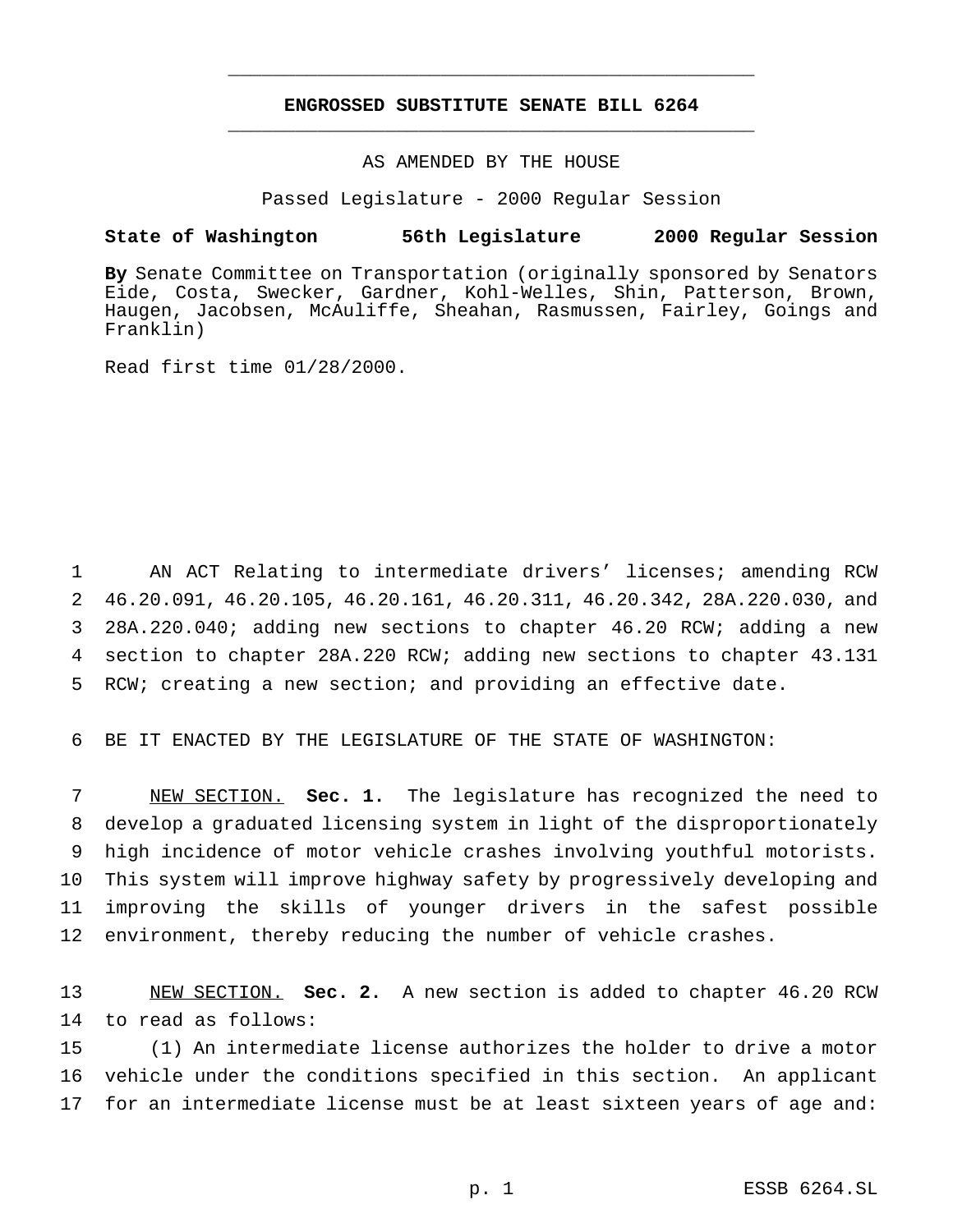# ENGROSSED SUBSTITUTE SENATE BILL 6264

AS AMENDED BY THE HOUSE

Passed Legislature - 2000 Regular Session

**State of Washington 56th Legislature 2000 Regular Session**

**By** Senate Committee on Transportation (originally sponsored by Senators Eide, Costa, Swecker, Gardner, Kohl-Welles, Shin, Patterson, Brown, Haugen, Jacobsen, McAuliffe, Sheahan, Rasmussen, Fairley, Goings and Franklin)

Read first time 01/28/2000.

1 AN ACT Relating to intermediate drivers' licenses; amending RCW
2 46.20.091, 46.20.105, 46.20.161, 46.20.311, 46.20.342, 28A.220.030, and
3 28A.220.040; adding new sections to chapter 46.20 RCW; adding a new
4 section to chapter 28A.220 RCW; adding new sections to chapter 43.131
5 RCW; creating a new section; and providing an effective date.

6 BE IT ENACTED BY THE LEGISLATURE OF THE STATE OF WASHINGTON:

7 NEW SECTION. **Sec. 1.** The legislature has recognized the need to
8 develop a graduated licensing system in light of the disproportionately
9 high incidence of motor vehicle crashes involving youthful motorists.
10 This system will improve highway safety by progressively developing and
11 improving the skills of younger drivers in the safest possible
12 environment, thereby reducing the number of vehicle crashes.

13 NEW SECTION. **Sec. 2.** A new section is added to chapter 46.20 RCW
14 to read as follows:

15 (1) An intermediate license authorizes the holder to drive a motor
16 vehicle under the conditions specified in this section. An applicant
17 for an intermediate license must be at least sixteen years of age and: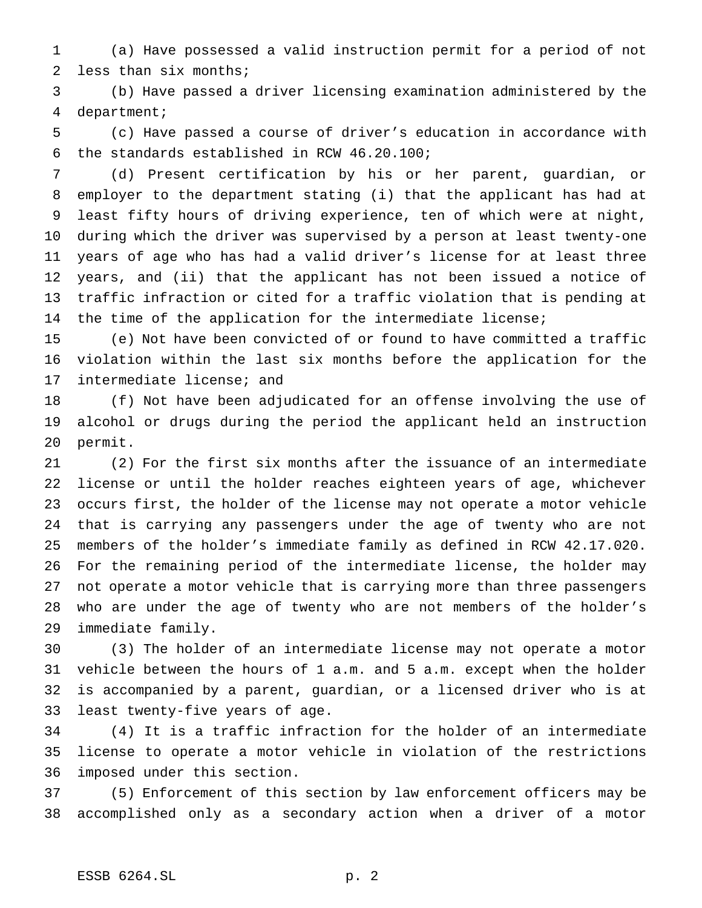(a) Have possessed a valid instruction permit for a period of not less than six months;

(b) Have passed a driver licensing examination administered by the department;

(c) Have passed a course of driver's education in accordance with the standards established in RCW 46.20.100;

(d) Present certification by his or her parent, guardian, or employer to the department stating (i) that the applicant has had at least fifty hours of driving experience, ten of which were at night, during which the driver was supervised by a person at least twenty-one years of age who has had a valid driver's license for at least three years, and (ii) that the applicant has not been issued a notice of traffic infraction or cited for a traffic violation that is pending at the time of the application for the intermediate license;

(e) Not have been convicted of or found to have committed a traffic violation within the last six months before the application for the intermediate license; and

(f) Not have been adjudicated for an offense involving the use of alcohol or drugs during the period the applicant held an instruction permit.

(2) For the first six months after the issuance of an intermediate license or until the holder reaches eighteen years of age, whichever occurs first, the holder of the license may not operate a motor vehicle that is carrying any passengers under the age of twenty who are not members of the holder's immediate family as defined in RCW 42.17.020. For the remaining period of the intermediate license, the holder may not operate a motor vehicle that is carrying more than three passengers who are under the age of twenty who are not members of the holder's immediate family.

(3) The holder of an intermediate license may not operate a motor vehicle between the hours of 1 a.m. and 5 a.m. except when the holder is accompanied by a parent, guardian, or a licensed driver who is at least twenty-five years of age.

(4) It is a traffic infraction for the holder of an intermediate license to operate a motor vehicle in violation of the restrictions imposed under this section.

(5) Enforcement of this section by law enforcement officers may be accomplished only as a secondary action when a driver of a motor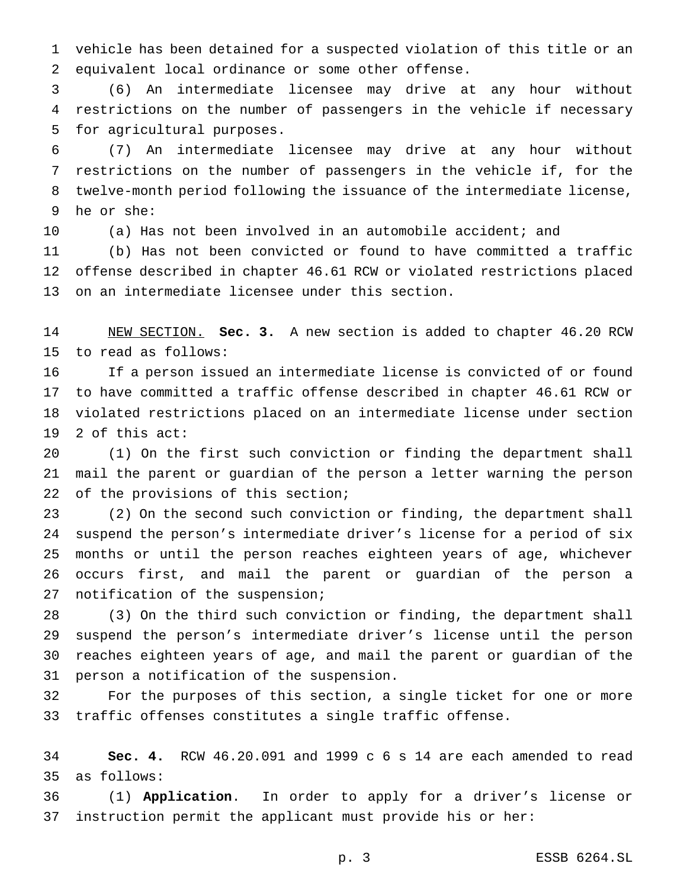vehicle has been detained for a suspected violation of this title or an equivalent local ordinance or some other offense.

(6) An intermediate licensee may drive at any hour without restrictions on the number of passengers in the vehicle if necessary for agricultural purposes.

(7) An intermediate licensee may drive at any hour without restrictions on the number of passengers in the vehicle if, for the twelve-month period following the issuance of the intermediate license, he or she:

(a) Has not been involved in an automobile accident; and

(b) Has not been convicted or found to have committed a traffic offense described in chapter 46.61 RCW or violated restrictions placed on an intermediate licensee under this section.

NEW SECTION. **Sec. 3.** A new section is added to chapter 46.20 RCW to read as follows:

If a person issued an intermediate license is convicted of or found to have committed a traffic offense described in chapter 46.61 RCW or violated restrictions placed on an intermediate license under section 2 of this act:

(1) On the first such conviction or finding the department shall mail the parent or guardian of the person a letter warning the person of the provisions of this section;

(2) On the second such conviction or finding, the department shall suspend the person's intermediate driver's license for a period of six months or until the person reaches eighteen years of age, whichever occurs first, and mail the parent or guardian of the person a notification of the suspension;

(3) On the third such conviction or finding, the department shall suspend the person's intermediate driver's license until the person reaches eighteen years of age, and mail the parent or guardian of the person a notification of the suspension.

For the purposes of this section, a single ticket for one or more traffic offenses constitutes a single traffic offense.

**Sec. 4.** RCW 46.20.091 and 1999 c 6 s 14 are each amended to read as follows:

(1) **Application**. In order to apply for a driver's license or instruction permit the applicant must provide his or her: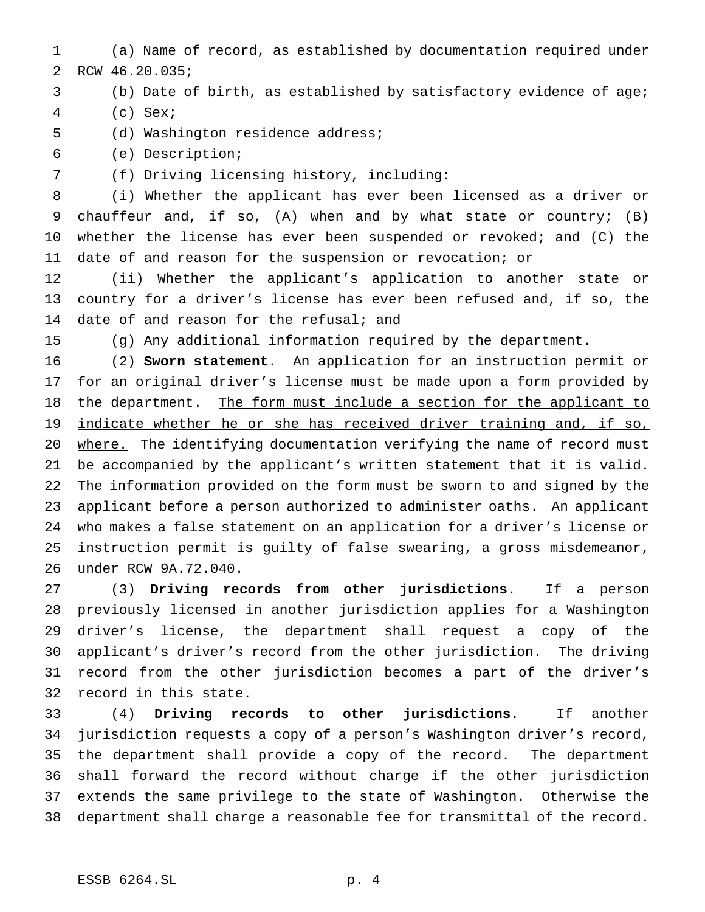(a) Name of record, as established by documentation required under RCW 46.20.035;

(b) Date of birth, as established by satisfactory evidence of age;

(c) Sex;

(d) Washington residence address;

(e) Description;

(f) Driving licensing history, including:

(i) Whether the applicant has ever been licensed as a driver or chauffeur and, if so, (A) when and by what state or country; (B) whether the license has ever been suspended or revoked; and (C) the date of and reason for the suspension or revocation; or

(ii) Whether the applicant's application to another state or country for a driver's license has ever been refused and, if so, the date of and reason for the refusal; and

(g) Any additional information required by the department.

(2) **Sworn statement**. An application for an instruction permit or for an original driver's license must be made upon a form provided by the department. <u>The form must include a section for the applicant to indicate whether he or she has received driver training and, if so, where.</u> The identifying documentation verifying the name of record must be accompanied by the applicant's written statement that it is valid. The information provided on the form must be sworn to and signed by the applicant before a person authorized to administer oaths. An applicant who makes a false statement on an application for a driver's license or instruction permit is guilty of false swearing, a gross misdemeanor, under RCW 9A.72.040.

(3) **Driving records from other jurisdictions**. If a person previously licensed in another jurisdiction applies for a Washington driver's license, the department shall request a copy of the applicant's driver's record from the other jurisdiction. The driving record from the other jurisdiction becomes a part of the driver's record in this state.

(4) **Driving records to other jurisdictions**. If another jurisdiction requests a copy of a person's Washington driver's record, the department shall provide a copy of the record. The department shall forward the record without charge if the other jurisdiction extends the same privilege to the state of Washington. Otherwise the department shall charge a reasonable fee for transmittal of the record.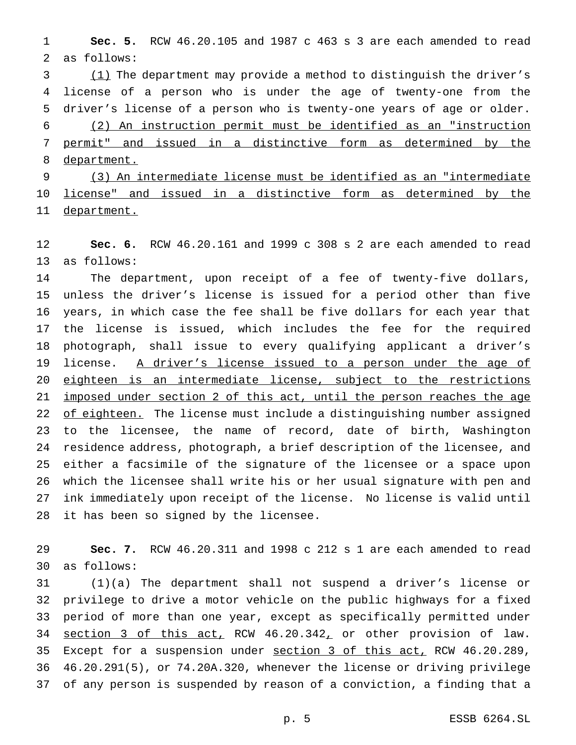**Sec. 5.** RCW 46.20.105 and 1987 c 463 s 3 are each amended to read as follows:

(1) The department may provide a method to distinguish the driver's license of a person who is under the age of twenty-one from the driver's license of a person who is twenty-one years of age or older.

(2) An instruction permit must be identified as an "instruction permit" and issued in a distinctive form as determined by the department.

(3) An intermediate license must be identified as an "intermediate license" and issued in a distinctive form as determined by the department.

**Sec. 6.** RCW 46.20.161 and 1999 c 308 s 2 are each amended to read as follows:

The department, upon receipt of a fee of twenty-five dollars, unless the driver's license is issued for a period other than five years, in which case the fee shall be five dollars for each year that the license is issued, which includes the fee for the required photograph, shall issue to every qualifying applicant a driver's license. A driver's license issued to a person under the age of eighteen is an intermediate license, subject to the restrictions imposed under section 2 of this act, until the person reaches the age of eighteen. The license must include a distinguishing number assigned to the licensee, the name of record, date of birth, Washington residence address, photograph, a brief description of the licensee, and either a facsimile of the signature of the licensee or a space upon which the licensee shall write his or her usual signature with pen and ink immediately upon receipt of the license. No license is valid until it has been so signed by the licensee.

**Sec. 7.** RCW 46.20.311 and 1998 c 212 s 1 are each amended to read as follows:

(1)(a) The department shall not suspend a driver's license or privilege to drive a motor vehicle on the public highways for a fixed period of more than one year, except as specifically permitted under section 3 of this act, RCW 46.20.342, or other provision of law. Except for a suspension under section 3 of this act, RCW 46.20.289, 46.20.291(5), or 74.20A.320, whenever the license or driving privilege of any person is suspended by reason of a conviction, a finding that a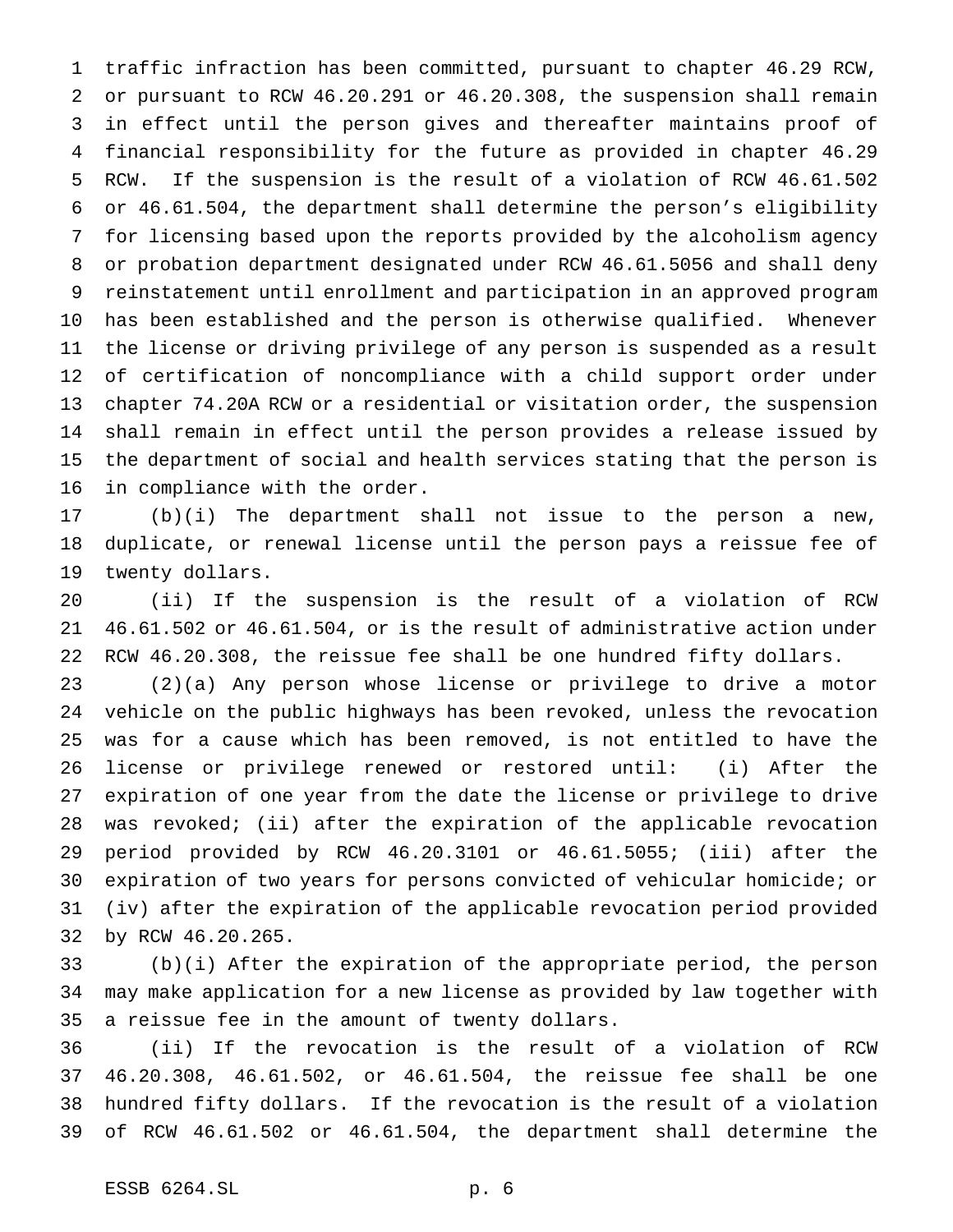traffic infraction has been committed, pursuant to chapter 46.29 RCW, or pursuant to RCW 46.20.291 or 46.20.308, the suspension shall remain in effect until the person gives and thereafter maintains proof of financial responsibility for the future as provided in chapter 46.29 RCW. If the suspension is the result of a violation of RCW 46.61.502 or 46.61.504, the department shall determine the person's eligibility for licensing based upon the reports provided by the alcoholism agency or probation department designated under RCW 46.61.5056 and shall deny reinstatement until enrollment and participation in an approved program has been established and the person is otherwise qualified. Whenever the license or driving privilege of any person is suspended as a result of certification of noncompliance with a child support order under chapter 74.20A RCW or a residential or visitation order, the suspension shall remain in effect until the person provides a release issued by the department of social and health services stating that the person is in compliance with the order.

(b)(i) The department shall not issue to the person a new, duplicate, or renewal license until the person pays a reissue fee of twenty dollars.

(ii) If the suspension is the result of a violation of RCW 46.61.502 or 46.61.504, or is the result of administrative action under RCW 46.20.308, the reissue fee shall be one hundred fifty dollars.

(2)(a) Any person whose license or privilege to drive a motor vehicle on the public highways has been revoked, unless the revocation was for a cause which has been removed, is not entitled to have the license or privilege renewed or restored until: (i) After the expiration of one year from the date the license or privilege to drive was revoked; (ii) after the expiration of the applicable revocation period provided by RCW 46.20.3101 or 46.61.5055; (iii) after the expiration of two years for persons convicted of vehicular homicide; or (iv) after the expiration of the applicable revocation period provided by RCW 46.20.265.

(b)(i) After the expiration of the appropriate period, the person may make application for a new license as provided by law together with a reissue fee in the amount of twenty dollars.

(ii) If the revocation is the result of a violation of RCW 46.20.308, 46.61.502, or 46.61.504, the reissue fee shall be one hundred fifty dollars. If the revocation is the result of a violation of RCW 46.61.502 or 46.61.504, the department shall determine the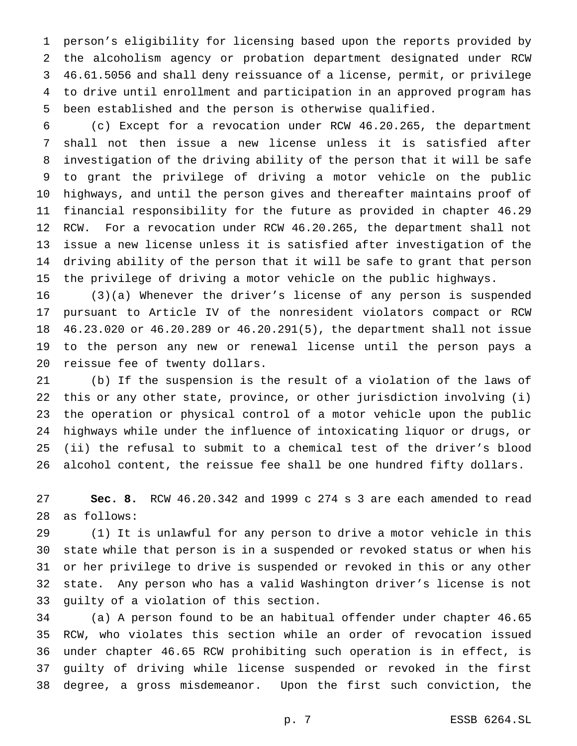person's eligibility for licensing based upon the reports provided by the alcoholism agency or probation department designated under RCW 46.61.5056 and shall deny reissuance of a license, permit, or privilege to drive until enrollment and participation in an approved program has been established and the person is otherwise qualified.

(c) Except for a revocation under RCW 46.20.265, the department shall not then issue a new license unless it is satisfied after investigation of the driving ability of the person that it will be safe to grant the privilege of driving a motor vehicle on the public highways, and until the person gives and thereafter maintains proof of financial responsibility for the future as provided in chapter 46.29 RCW. For a revocation under RCW 46.20.265, the department shall not issue a new license unless it is satisfied after investigation of the driving ability of the person that it will be safe to grant that person the privilege of driving a motor vehicle on the public highways.

(3)(a) Whenever the driver's license of any person is suspended pursuant to Article IV of the nonresident violators compact or RCW 46.23.020 or 46.20.289 or 46.20.291(5), the department shall not issue to the person any new or renewal license until the person pays a reissue fee of twenty dollars.

(b) If the suspension is the result of a violation of the laws of this or any other state, province, or other jurisdiction involving (i) the operation or physical control of a motor vehicle upon the public highways while under the influence of intoxicating liquor or drugs, or (ii) the refusal to submit to a chemical test of the driver's blood alcohol content, the reissue fee shall be one hundred fifty dollars.

**Sec. 8.** RCW 46.20.342 and 1999 c 274 s 3 are each amended to read as follows:

(1) It is unlawful for any person to drive a motor vehicle in this state while that person is in a suspended or revoked status or when his or her privilege to drive is suspended or revoked in this or any other state. Any person who has a valid Washington driver's license is not guilty of a violation of this section.

(a) A person found to be an habitual offender under chapter 46.65 RCW, who violates this section while an order of revocation issued under chapter 46.65 RCW prohibiting such operation is in effect, is guilty of driving while license suspended or revoked in the first degree, a gross misdemeanor. Upon the first such conviction, the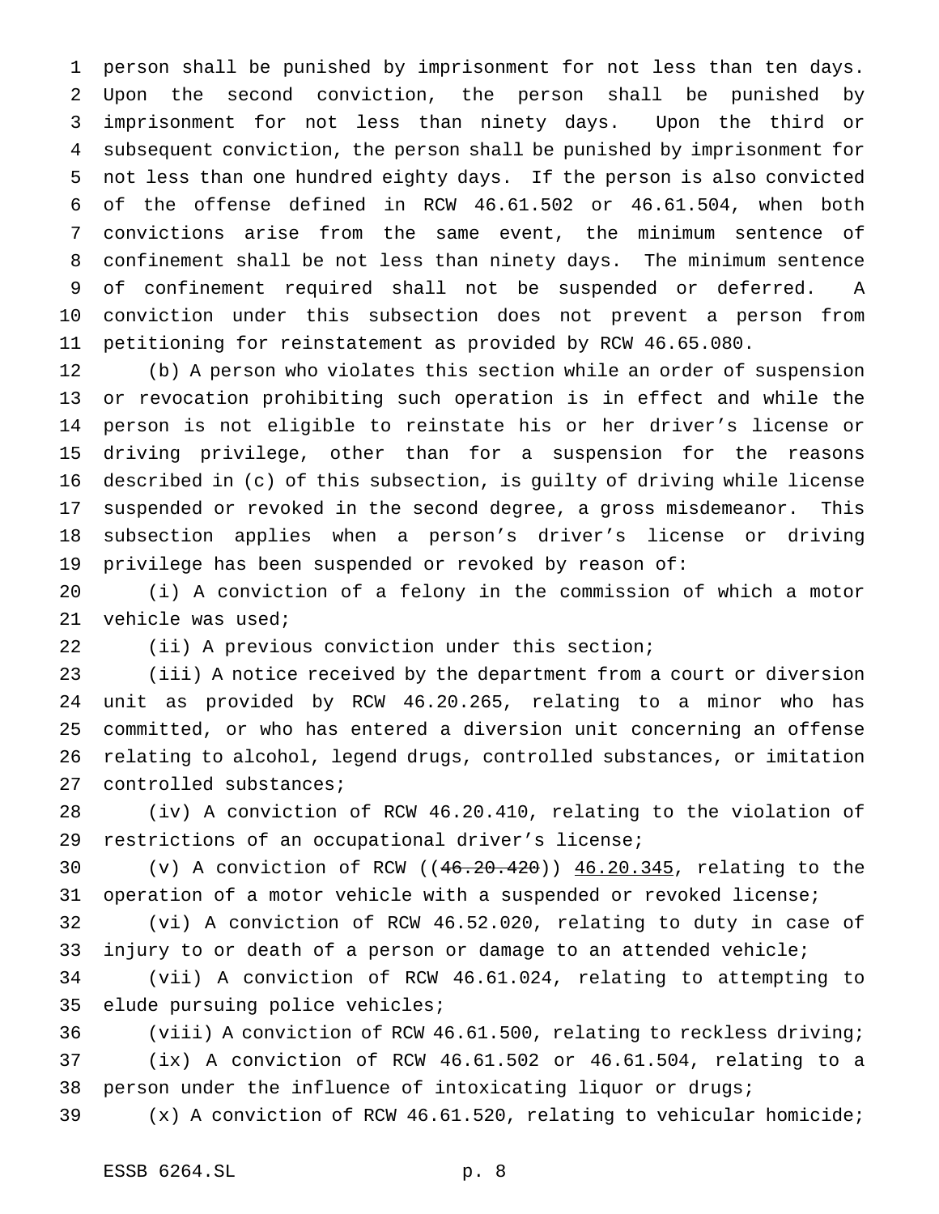person shall be punished by imprisonment for not less than ten days. Upon the second conviction, the person shall be punished by imprisonment for not less than ninety days. Upon the third or subsequent conviction, the person shall be punished by imprisonment for not less than one hundred eighty days. If the person is also convicted of the offense defined in RCW 46.61.502 or 46.61.504, when both convictions arise from the same event, the minimum sentence of confinement shall be not less than ninety days. The minimum sentence of confinement required shall not be suspended or deferred. A conviction under this subsection does not prevent a person from petitioning for reinstatement as provided by RCW 46.65.080.

(b) A person who violates this section while an order of suspension or revocation prohibiting such operation is in effect and while the person is not eligible to reinstate his or her driver's license or driving privilege, other than for a suspension for the reasons described in (c) of this subsection, is guilty of driving while license suspended or revoked in the second degree, a gross misdemeanor. This subsection applies when a person's driver's license or driving privilege has been suspended or revoked by reason of:

(i) A conviction of a felony in the commission of which a motor vehicle was used;

(ii) A previous conviction under this section;

(iii) A notice received by the department from a court or diversion unit as provided by RCW 46.20.265, relating to a minor who has committed, or who has entered a diversion unit concerning an offense relating to alcohol, legend drugs, controlled substances, or imitation controlled substances;

(iv) A conviction of RCW 46.20.410, relating to the violation of restrictions of an occupational driver's license;

(v) A conviction of RCW ((~~46.20.420~~)) <u>46.20.345</u>, relating to the operation of a motor vehicle with a suspended or revoked license;

(vi) A conviction of RCW 46.52.020, relating to duty in case of injury to or death of a person or damage to an attended vehicle;

(vii) A conviction of RCW 46.61.024, relating to attempting to elude pursuing police vehicles;

(viii) A conviction of RCW 46.61.500, relating to reckless driving;

(ix) A conviction of RCW 46.61.502 or 46.61.504, relating to a person under the influence of intoxicating liquor or drugs;

(x) A conviction of RCW 46.61.520, relating to vehicular homicide;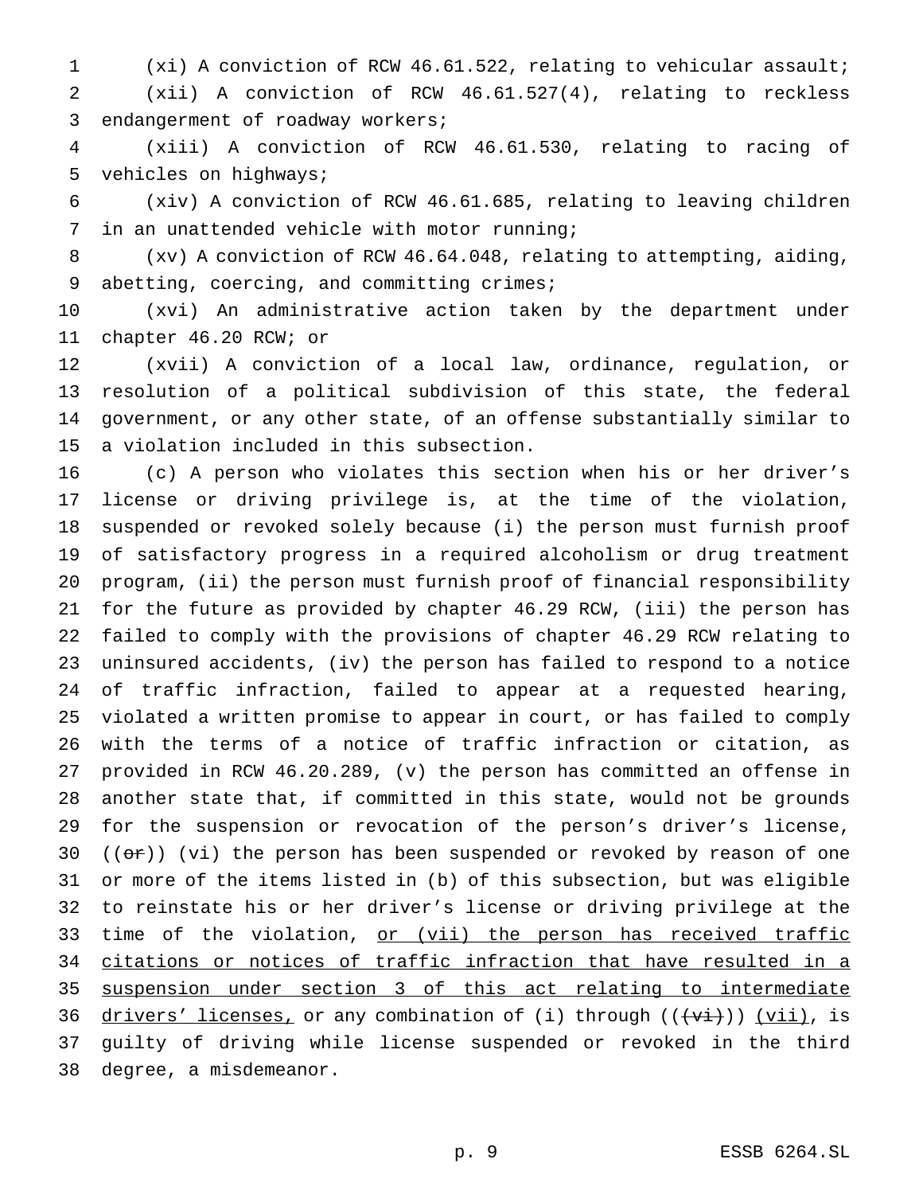(xi) A conviction of RCW 46.61.522, relating to vehicular assault;

(xii) A conviction of RCW 46.61.527(4), relating to reckless endangerment of roadway workers;

(xiii) A conviction of RCW 46.61.530, relating to racing of vehicles on highways;

(xiv) A conviction of RCW 46.61.685, relating to leaving children in an unattended vehicle with motor running;

(xv) A conviction of RCW 46.64.048, relating to attempting, aiding, abetting, coercing, and committing crimes;

(xvi) An administrative action taken by the department under chapter 46.20 RCW; or

(xvii) A conviction of a local law, ordinance, regulation, or resolution of a political subdivision of this state, the federal government, or any other state, of an offense substantially similar to a violation included in this subsection.

(c) A person who violates this section when his or her driver's license or driving privilege is, at the time of the violation, suspended or revoked solely because (i) the person must furnish proof of satisfactory progress in a required alcoholism or drug treatment program, (ii) the person must furnish proof of financial responsibility for the future as provided by chapter 46.29 RCW, (iii) the person has failed to comply with the provisions of chapter 46.29 RCW relating to uninsured accidents, (iv) the person has failed to respond to a notice of traffic infraction, failed to appear at a requested hearing, violated a written promise to appear in court, or has failed to comply with the terms of a notice of traffic infraction or citation, as provided in RCW 46.20.289, (v) the person has committed an offense in another state that, if committed in this state, would not be grounds for the suspension or revocation of the person's driver's license, ((~~or~~)) (vi) the person has been suspended or revoked by reason of one or more of the items listed in (b) of this subsection, but was eligible to reinstate his or her driver's license or driving privilege at the time of the violation, <u>or (vii) the person has received traffic citations or notices of traffic infraction that have resulted in a suspension under section 3 of this act relating to intermediate drivers' licenses,</u> or any combination of (i) through ((~~(vi)~~)) <u>(vii)</u>, is guilty of driving while license suspended or revoked in the third degree, a misdemeanor.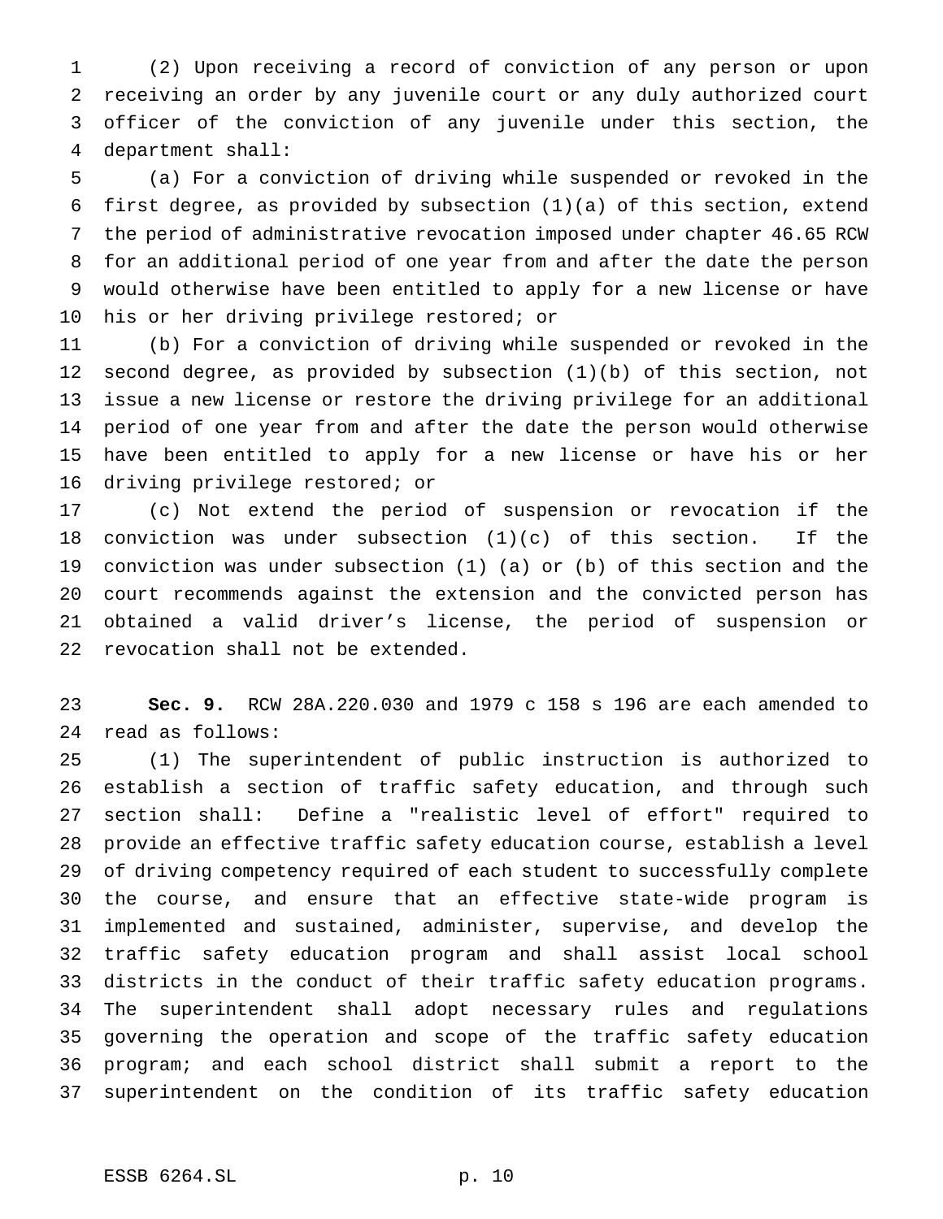(2) Upon receiving a record of conviction of any person or upon receiving an order by any juvenile court or any duly authorized court officer of the conviction of any juvenile under this section, the department shall:

(a) For a conviction of driving while suspended or revoked in the first degree, as provided by subsection (1)(a) of this section, extend the period of administrative revocation imposed under chapter 46.65 RCW for an additional period of one year from and after the date the person would otherwise have been entitled to apply for a new license or have his or her driving privilege restored; or

(b) For a conviction of driving while suspended or revoked in the second degree, as provided by subsection (1)(b) of this section, not issue a new license or restore the driving privilege for an additional period of one year from and after the date the person would otherwise have been entitled to apply for a new license or have his or her driving privilege restored; or

(c) Not extend the period of suspension or revocation if the conviction was under subsection (1)(c) of this section. If the conviction was under subsection (1) (a) or (b) of this section and the court recommends against the extension and the convicted person has obtained a valid driver's license, the period of suspension or revocation shall not be extended.

**Sec. 9.** RCW 28A.220.030 and 1979 c 158 s 196 are each amended to read as follows:

(1) The superintendent of public instruction is authorized to establish a section of traffic safety education, and through such section shall: Define a "realistic level of effort" required to provide an effective traffic safety education course, establish a level of driving competency required of each student to successfully complete the course, and ensure that an effective state-wide program is implemented and sustained, administer, supervise, and develop the traffic safety education program and shall assist local school districts in the conduct of their traffic safety education programs. The superintendent shall adopt necessary rules and regulations governing the operation and scope of the traffic safety education program; and each school district shall submit a report to the superintendent on the condition of its traffic safety education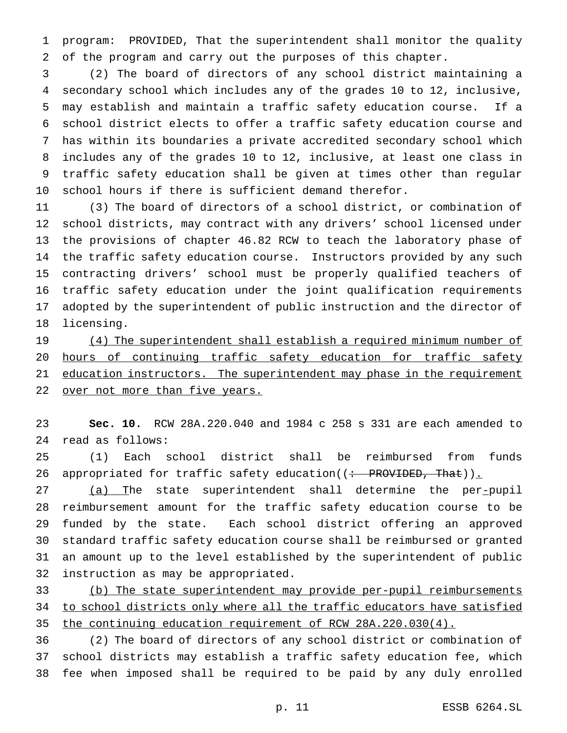program: PROVIDED, That the superintendent shall monitor the quality of the program and carry out the purposes of this chapter.

(2) The board of directors of any school district maintaining a secondary school which includes any of the grades 10 to 12, inclusive, may establish and maintain a traffic safety education course. If a school district elects to offer a traffic safety education course and has within its boundaries a private accredited secondary school which includes any of the grades 10 to 12, inclusive, at least one class in traffic safety education shall be given at times other than regular school hours if there is sufficient demand therefor.

(3) The board of directors of a school district, or combination of school districts, may contract with any drivers' school licensed under the provisions of chapter 46.82 RCW to teach the laboratory phase of the traffic safety education course. Instructors provided by any such contracting drivers' school must be properly qualified teachers of traffic safety education under the joint qualification requirements adopted by the superintendent of public instruction and the director of licensing.

<u>(4) The superintendent shall establish a required minimum number of hours of continuing traffic safety education for traffic safety education instructors. The superintendent may phase in the requirement over not more than five years.</u>

**Sec. 10.** RCW 28A.220.040 and 1984 c 258 s 331 are each amended to read as follows:

(1) Each school district shall be reimbursed from funds appropriated for traffic safety education((~~: PROVIDED, That~~))<u>.</u>

<u>(a)</u> <u>T</u>he state superintendent shall determine the per<u>-</u>pupil reimbursement amount for the traffic safety education course to be funded by the state. Each school district offering an approved standard traffic safety education course shall be reimbursed or granted an amount up to the level established by the superintendent of public instruction as may be appropriated.

<u>(b) The state superintendent may provide per-pupil reimbursements to school districts only where all the traffic educators have satisfied the continuing education requirement of RCW 28A.220.030(4).</u>

(2) The board of directors of any school district or combination of school districts may establish a traffic safety education fee, which fee when imposed shall be required to be paid by any duly enrolled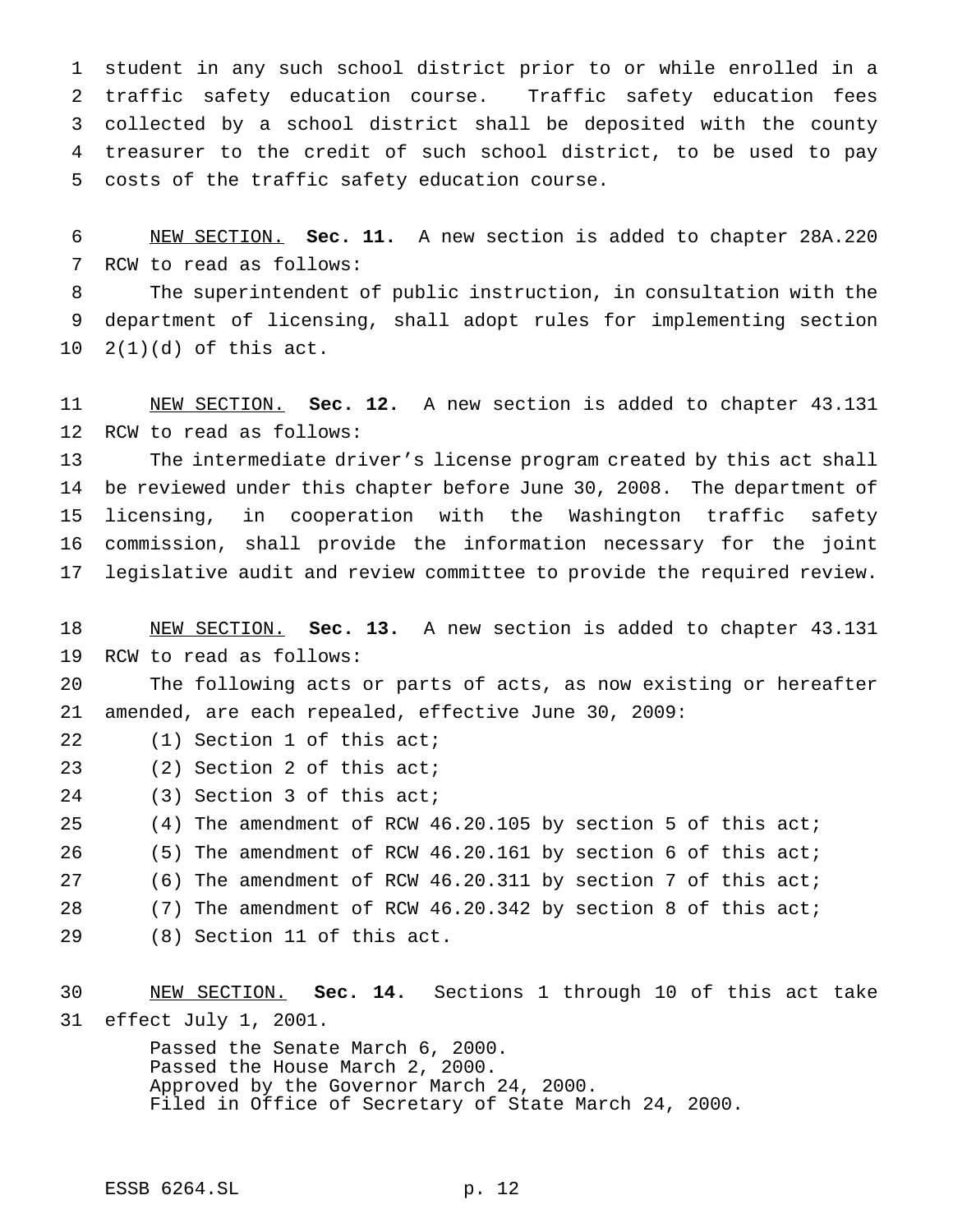student in any such school district prior to or while enrolled in a traffic safety education course. Traffic safety education fees collected by a school district shall be deposited with the county treasurer to the credit of such school district, to be used to pay costs of the traffic safety education course.

NEW SECTION. **Sec. 11.** A new section is added to chapter 28A.220 RCW to read as follows:

The superintendent of public instruction, in consultation with the department of licensing, shall adopt rules for implementing section 2(1)(d) of this act.

NEW SECTION. **Sec. 12.** A new section is added to chapter 43.131 RCW to read as follows:

The intermediate driver's license program created by this act shall be reviewed under this chapter before June 30, 2008. The department of licensing, in cooperation with the Washington traffic safety commission, shall provide the information necessary for the joint legislative audit and review committee to provide the required review.

NEW SECTION. **Sec. 13.** A new section is added to chapter 43.131 RCW to read as follows:

The following acts or parts of acts, as now existing or hereafter amended, are each repealed, effective June 30, 2009:

(1) Section 1 of this act;

(2) Section 2 of this act;

(3) Section 3 of this act;

(4) The amendment of RCW 46.20.105 by section 5 of this act;

(5) The amendment of RCW 46.20.161 by section 6 of this act;

(6) The amendment of RCW 46.20.311 by section 7 of this act;

(7) The amendment of RCW 46.20.342 by section 8 of this act;

(8) Section 11 of this act.

NEW SECTION. **Sec. 14.** Sections 1 through 10 of this act take effect July 1, 2001.

Passed the Senate March 6, 2000.
Passed the House March 2, 2000.
Approved by the Governor March 24, 2000.
Filed in Office of Secretary of State March 24, 2000.